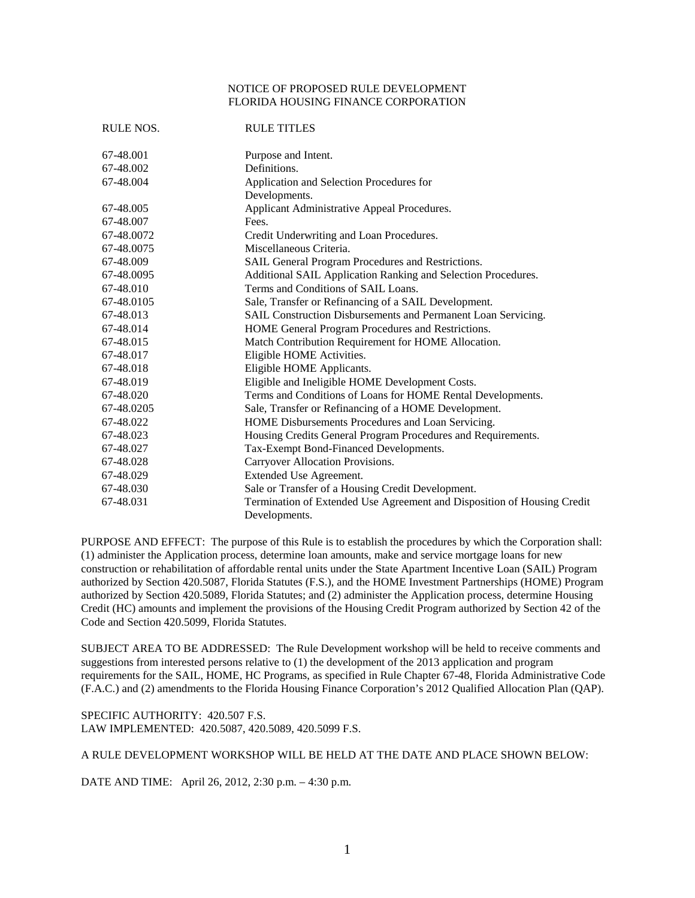NOTICE OF PROPOSED RULE DEVELOPMENT
FLORIDA HOUSING FINANCE CORPORATION

| RULE NOS. | RULE TITLES |
| --- | --- |
| 67-48.001 | Purpose and Intent. |
| 67-48.002 | Definitions. |
| 67-48.004 | Application and Selection Procedures for Developments. |
| 67-48.005 | Applicant Administrative Appeal Procedures. |
| 67-48.007 | Fees. |
| 67-48.0072 | Credit Underwriting and Loan Procedures. |
| 67-48.0075 | Miscellaneous Criteria. |
| 67-48.009 | SAIL General Program Procedures and Restrictions. |
| 67-48.0095 | Additional SAIL Application Ranking and Selection Procedures. |
| 67-48.010 | Terms and Conditions of SAIL Loans. |
| 67-48.0105 | Sale, Transfer or Refinancing of a SAIL Development. |
| 67-48.013 | SAIL Construction Disbursements and Permanent Loan Servicing. |
| 67-48.014 | HOME General Program Procedures and Restrictions. |
| 67-48.015 | Match Contribution Requirement for HOME Allocation. |
| 67-48.017 | Eligible HOME Activities. |
| 67-48.018 | Eligible HOME Applicants. |
| 67-48.019 | Eligible and Ineligible HOME Development Costs. |
| 67-48.020 | Terms and Conditions of Loans for HOME Rental Developments. |
| 67-48.0205 | Sale, Transfer or Refinancing of a HOME Development. |
| 67-48.022 | HOME Disbursements Procedures and Loan Servicing. |
| 67-48.023 | Housing Credits General Program Procedures and Requirements. |
| 67-48.027 | Tax-Exempt Bond-Financed Developments. |
| 67-48.028 | Carryover Allocation Provisions. |
| 67-48.029 | Extended Use Agreement. |
| 67-48.030 | Sale or Transfer of a Housing Credit Development. |
| 67-48.031 | Termination of Extended Use Agreement and Disposition of Housing Credit Developments. |

PURPOSE AND EFFECT: The purpose of this Rule is to establish the procedures by which the Corporation shall: (1) administer the Application process, determine loan amounts, make and service mortgage loans for new construction or rehabilitation of affordable rental units under the State Apartment Incentive Loan (SAIL) Program authorized by Section 420.5087, Florida Statutes (F.S.), and the HOME Investment Partnerships (HOME) Program authorized by Section 420.5089, Florida Statutes; and (2) administer the Application process, determine Housing Credit (HC) amounts and implement the provisions of the Housing Credit Program authorized by Section 42 of the Code and Section 420.5099, Florida Statutes.

SUBJECT AREA TO BE ADDRESSED: The Rule Development workshop will be held to receive comments and suggestions from interested persons relative to (1) the development of the 2013 application and program requirements for the SAIL, HOME, HC Programs, as specified in Rule Chapter 67-48, Florida Administrative Code (F.A.C.) and (2) amendments to the Florida Housing Finance Corporation's 2012 Qualified Allocation Plan (QAP).

SPECIFIC AUTHORITY: 420.507 F.S.
LAW IMPLEMENTED: 420.5087, 420.5089, 420.5099 F.S.

A RULE DEVELOPMENT WORKSHOP WILL BE HELD AT THE DATE AND PLACE SHOWN BELOW:

DATE AND TIME: April 26, 2012, 2:30 p.m. – 4:30 p.m.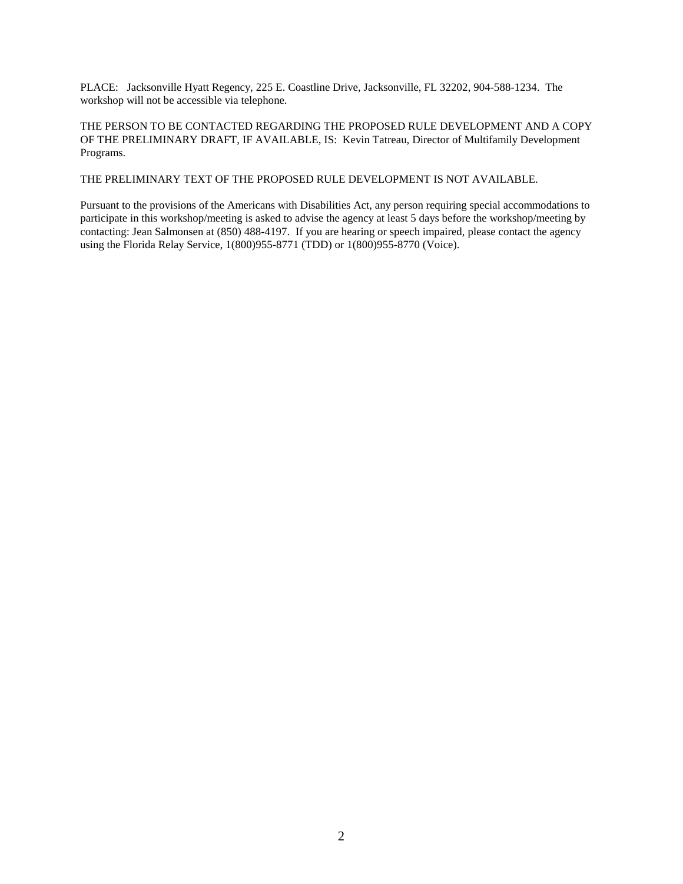PLACE: Jacksonville Hyatt Regency, 225 E. Coastline Drive, Jacksonville, FL 32202, 904-588-1234. The workshop will not be accessible via telephone.

THE PERSON TO BE CONTACTED REGARDING THE PROPOSED RULE DEVELOPMENT AND A COPY OF THE PRELIMINARY DRAFT, IF AVAILABLE, IS: Kevin Tatreau, Director of Multifamily Development Programs.

THE PRELIMINARY TEXT OF THE PROPOSED RULE DEVELOPMENT IS NOT AVAILABLE.

Pursuant to the provisions of the Americans with Disabilities Act, any person requiring special accommodations to participate in this workshop/meeting is asked to advise the agency at least 5 days before the workshop/meeting by contacting: Jean Salmonsen at (850) 488-4197. If you are hearing or speech impaired, please contact the agency using the Florida Relay Service, 1(800)955-8771 (TDD) or 1(800)955-8770 (Voice).